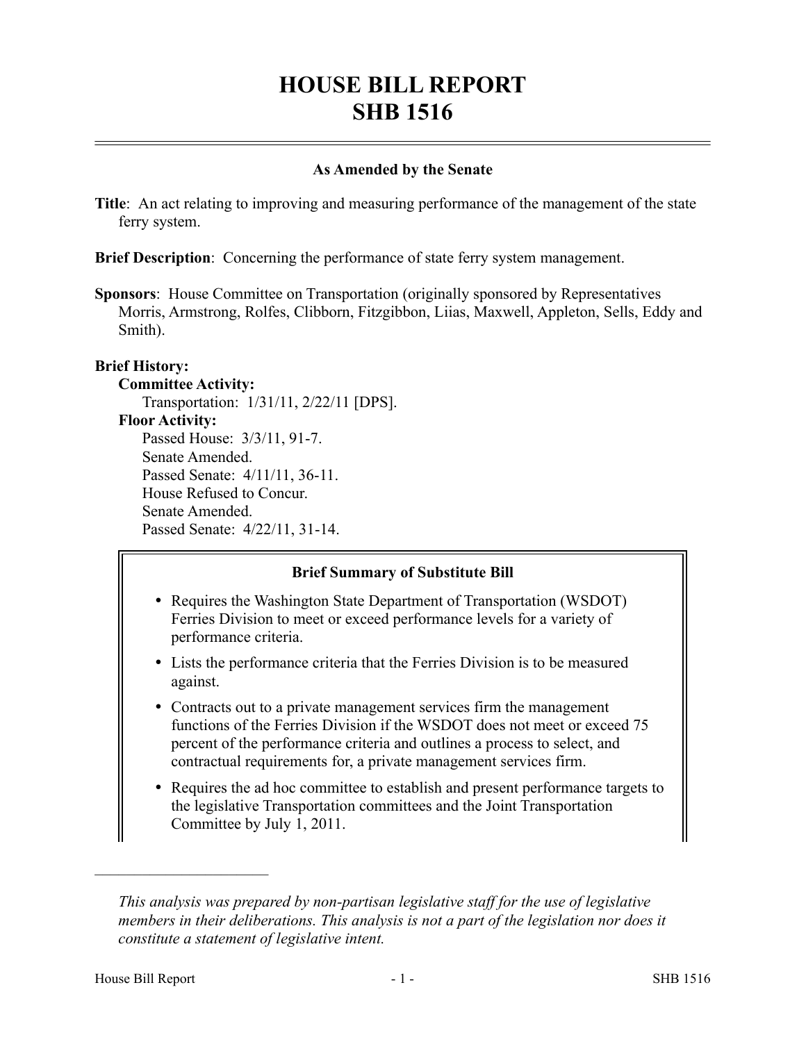# HOUSE BILL REPORT
# SHB 1516

**As Amended by the Senate**

**Title**: An act relating to improving and measuring performance of the management of the state ferry system.

**Brief Description**: Concerning the performance of state ferry system management.

**Sponsors**: House Committee on Transportation (originally sponsored by Representatives Morris, Armstrong, Rolfes, Clibborn, Fitzgibbon, Liias, Maxwell, Appleton, Sells, Eddy and Smith).

**Brief History:**

**Committee Activity:**

Transportation: 1/31/11, 2/22/11 [DPS].

**Floor Activity:**

Passed House: 3/3/11, 91-7.
Senate Amended.
Passed Senate: 4/11/11, 36-11.
House Refused to Concur.
Senate Amended.
Passed Senate: 4/22/11, 31-14.

**Brief Summary of Substitute Bill**

- Requires the Washington State Department of Transportation (WSDOT) Ferries Division to meet or exceed performance levels for a variety of performance criteria.
- Lists the performance criteria that the Ferries Division is to be measured against.
- Contracts out to a private management services firm the management functions of the Ferries Division if the WSDOT does not meet or exceed 75 percent of the performance criteria and outlines a process to select, and contractual requirements for, a private management services firm.
- Requires the ad hoc committee to establish and present performance targets to the legislative Transportation committees and the Joint Transportation Committee by July 1, 2011.

*This analysis was prepared by non-partisan legislative staff for the use of legislative members in their deliberations. This analysis is not a part of the legislation nor does it constitute a statement of legislative intent.*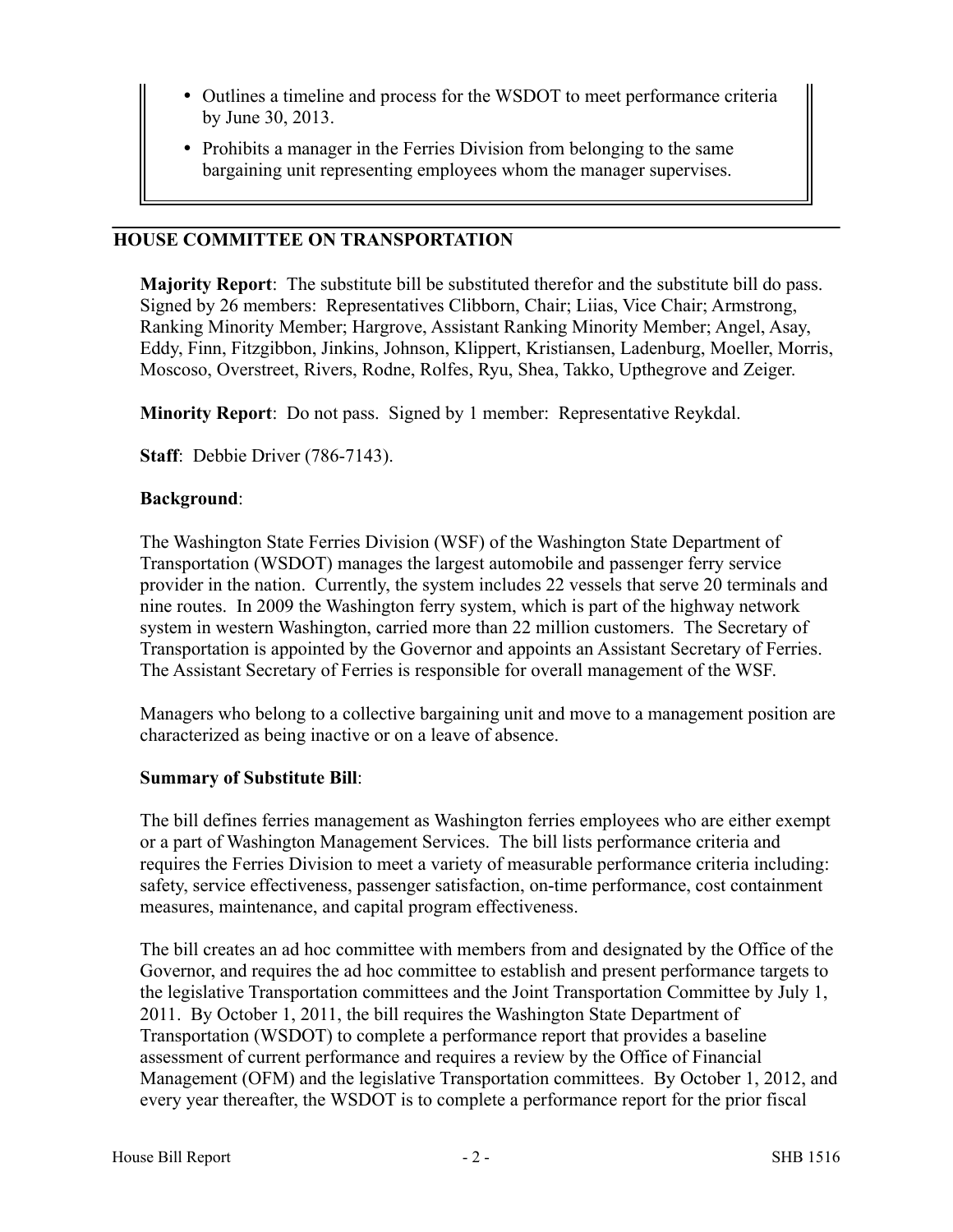- Outlines a timeline and process for the WSDOT to meet performance criteria by June 30, 2013.
- Prohibits a manager in the Ferries Division from belonging to the same bargaining unit representing employees whom the manager supervises.

---

## HOUSE COMMITTEE ON TRANSPORTATION

**Majority Report**: The substitute bill be substituted therefor and the substitute bill do pass. Signed by 26 members: Representatives Clibborn, Chair; Liias, Vice Chair; Armstrong, Ranking Minority Member; Hargrove, Assistant Ranking Minority Member; Angel, Asay, Eddy, Finn, Fitzgibbon, Jinkins, Johnson, Klippert, Kristiansen, Ladenburg, Moeller, Morris, Moscoso, Overstreet, Rivers, Rodne, Rolfes, Ryu, Shea, Takko, Upthegrove and Zeiger.

**Minority Report**: Do not pass. Signed by 1 member: Representative Reykdal.

**Staff**: Debbie Driver (786-7143).

**Background**:

The Washington State Ferries Division (WSF) of the Washington State Department of Transportation (WSDOT) manages the largest automobile and passenger ferry service provider in the nation. Currently, the system includes 22 vessels that serve 20 terminals and nine routes. In 2009 the Washington ferry system, which is part of the highway network system in western Washington, carried more than 22 million customers. The Secretary of Transportation is appointed by the Governor and appoints an Assistant Secretary of Ferries. The Assistant Secretary of Ferries is responsible for overall management of the WSF.

Managers who belong to a collective bargaining unit and move to a management position are characterized as being inactive or on a leave of absence.

**Summary of Substitute Bill**:

The bill defines ferries management as Washington ferries employees who are either exempt or a part of Washington Management Services. The bill lists performance criteria and requires the Ferries Division to meet a variety of measurable performance criteria including: safety, service effectiveness, passenger satisfaction, on-time performance, cost containment measures, maintenance, and capital program effectiveness.

The bill creates an ad hoc committee with members from and designated by the Office of the Governor, and requires the ad hoc committee to establish and present performance targets to the legislative Transportation committees and the Joint Transportation Committee by July 1, 2011. By October 1, 2011, the bill requires the Washington State Department of Transportation (WSDOT) to complete a performance report that provides a baseline assessment of current performance and requires a review by the Office of Financial Management (OFM) and the legislative Transportation committees. By October 1, 2012, and every year thereafter, the WSDOT is to complete a performance report for the prior fiscal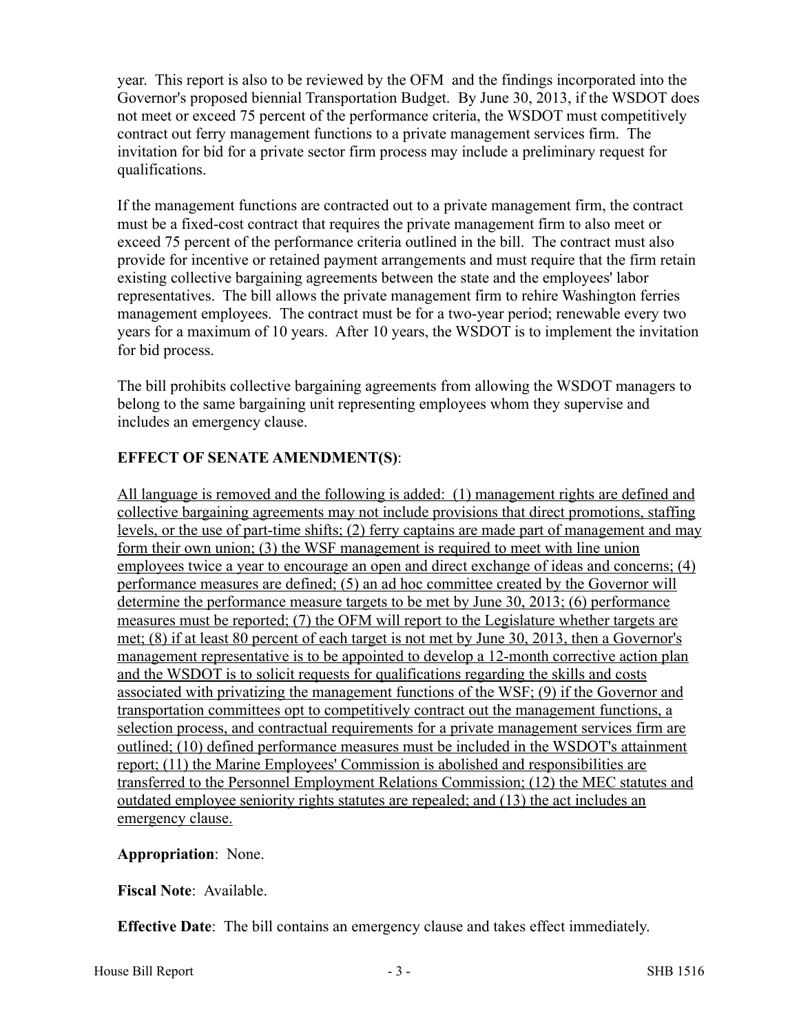year. This report is also to be reviewed by the OFM and the findings incorporated into the Governor's proposed biennial Transportation Budget. By June 30, 2013, if the WSDOT does not meet or exceed 75 percent of the performance criteria, the WSDOT must competitively contract out ferry management functions to a private management services firm. The invitation for bid for a private sector firm process may include a preliminary request for qualifications.

If the management functions are contracted out to a private management firm, the contract must be a fixed-cost contract that requires the private management firm to also meet or exceed 75 percent of the performance criteria outlined in the bill. The contract must also provide for incentive or retained payment arrangements and must require that the firm retain existing collective bargaining agreements between the state and the employees' labor representatives. The bill allows the private management firm to rehire Washington ferries management employees. The contract must be for a two-year period; renewable every two years for a maximum of 10 years. After 10 years, the WSDOT is to implement the invitation for bid process.

The bill prohibits collective bargaining agreements from allowing the WSDOT managers to belong to the same bargaining unit representing employees whom they supervise and includes an emergency clause.

**EFFECT OF SENATE AMENDMENT(S)**:

<u>All language is removed and the following is added: (1) management rights are defined and collective bargaining agreements may not include provisions that direct promotions, staffing levels, or the use of part-time shifts; (2) ferry captains are made part of management and may form their own union; (3) the WSF management is required to meet with line union employees twice a year to encourage an open and direct exchange of ideas and concerns; (4) performance measures are defined; (5) an ad hoc committee created by the Governor will determine the performance measure targets to be met by June 30, 2013; (6) performance measures must be reported; (7) the OFM will report to the Legislature whether targets are met; (8) if at least 80 percent of each target is not met by June 30, 2013, then a Governor's management representative is to be appointed to develop a 12-month corrective action plan and the WSDOT is to solicit requests for qualifications regarding the skills and costs associated with privatizing the management functions of the WSF; (9) if the Governor and transportation committees opt to competitively contract out the management functions, a selection process, and contractual requirements for a private management services firm are outlined; (10) defined performance measures must be included in the WSDOT's attainment report; (11) the Marine Employees' Commission is abolished and responsibilities are transferred to the Personnel Employment Relations Commission; (12) the MEC statutes and outdated employee seniority rights statutes are repealed; and (13) the act includes an emergency clause.</u>

**Appropriation**: None.

**Fiscal Note**: Available.

**Effective Date**: The bill contains an emergency clause and takes effect immediately.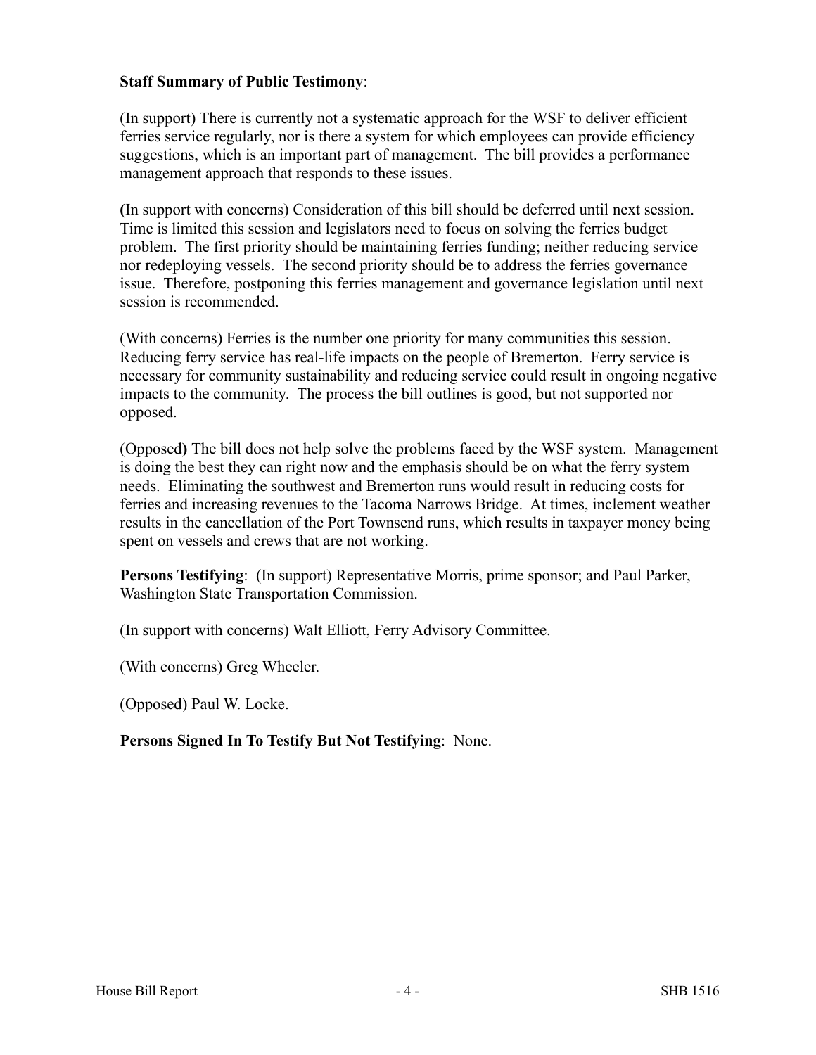**Staff Summary of Public Testimony**:

(In support) There is currently not a systematic approach for the WSF to deliver efficient ferries service regularly, nor is there a system for which employees can provide efficiency suggestions, which is an important part of management. The bill provides a performance management approach that responds to these issues.

(In support with concerns) Consideration of this bill should be deferred until next session. Time is limited this session and legislators need to focus on solving the ferries budget problem. The first priority should be maintaining ferries funding; neither reducing service nor redeploying vessels. The second priority should be to address the ferries governance issue. Therefore, postponing this ferries management and governance legislation until next session is recommended.

(With concerns) Ferries is the number one priority for many communities this session. Reducing ferry service has real-life impacts on the people of Bremerton. Ferry service is necessary for community sustainability and reducing service could result in ongoing negative impacts to the community. The process the bill outlines is good, but not supported nor opposed.

(Opposed) The bill does not help solve the problems faced by the WSF system. Management is doing the best they can right now and the emphasis should be on what the ferry system needs. Eliminating the southwest and Bremerton runs would result in reducing costs for ferries and increasing revenues to the Tacoma Narrows Bridge. At times, inclement weather results in the cancellation of the Port Townsend runs, which results in taxpayer money being spent on vessels and crews that are not working.

**Persons Testifying**: (In support) Representative Morris, prime sponsor; and Paul Parker, Washington State Transportation Commission.

(In support with concerns) Walt Elliott, Ferry Advisory Committee.

(With concerns) Greg Wheeler.

(Opposed) Paul W. Locke.

**Persons Signed In To Testify But Not Testifying**: None.